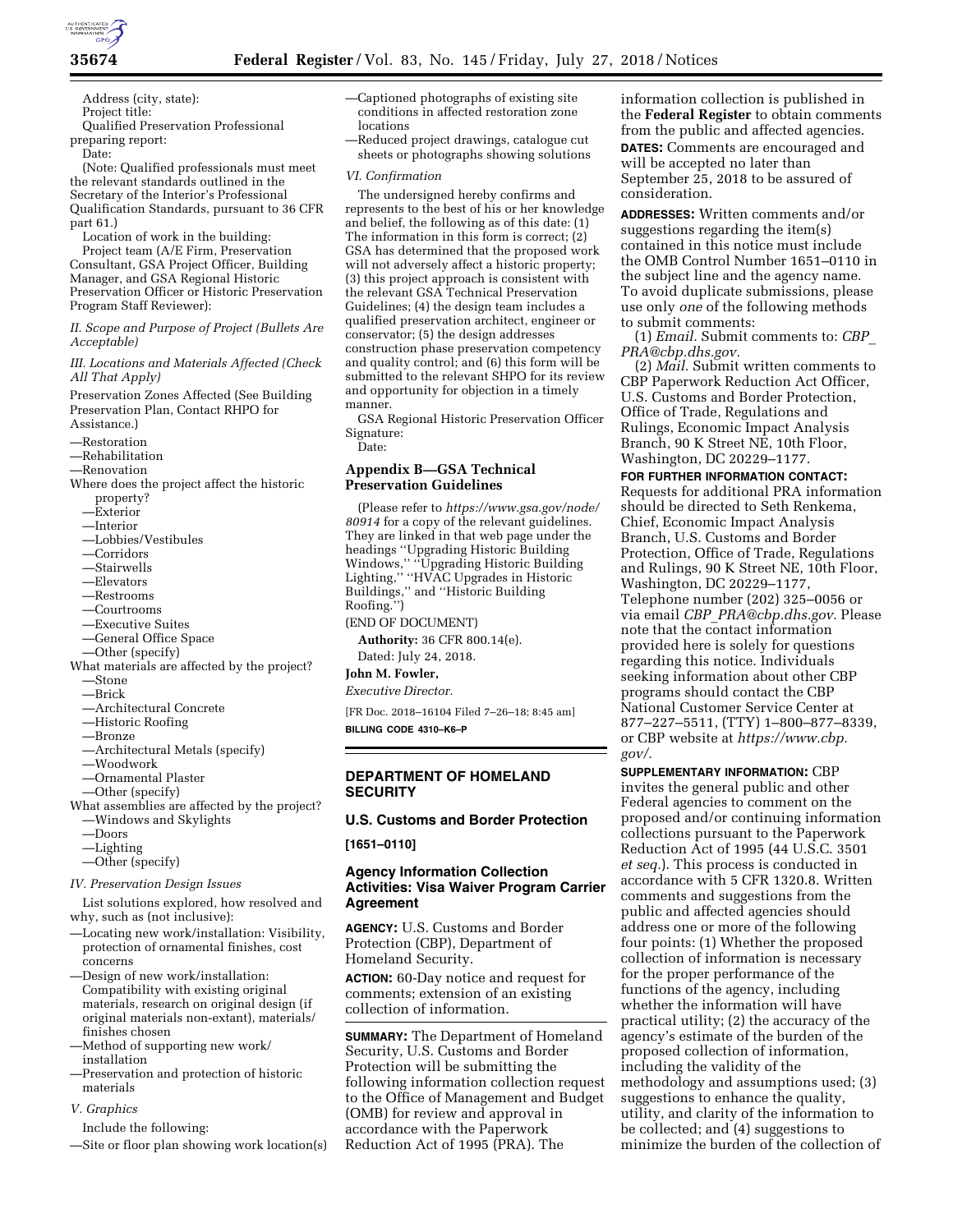Address (city, state):

Project title:

Qualified Preservation Professional preparing report:

Date:

(Note: Qualified professionals must meet the relevant standards outlined in the Secretary of the Interior's Professional Qualification Standards, pursuant to 36 CFR part 61.)

Location of work in the building:

Project team (A/E Firm, Preservation Consultant, GSA Project Officer, Building Manager, and GSA Regional Historic Preservation Officer or Historic Preservation Program Staff Reviewer):

*II. Scope and Purpose of Project (Bullets Are Acceptable)*

*III. Locations and Materials Affected (Check All That Apply)*

Preservation Zones Affected (See Building Preservation Plan, Contact RHPO for Assistance.)

—Restoration
—Rehabilitation
—Renovation

Where does the project affect the historic property?
—Exterior
—Interior
—Lobbies/Vestibules
—Corridors
—Stairwells
—Elevators
—Restrooms
—Courtrooms
—Executive Suites
—General Office Space
—Other (specify)

What materials are affected by the project?
—Stone
—Brick
—Architectural Concrete
—Historic Roofing
—Bronze
—Architectural Metals (specify)
—Woodwork
—Ornamental Plaster
—Other (specify)

What assemblies are affected by the project?
—Windows and Skylights
—Doors
—Lighting
—Other (specify)

*IV. Preservation Design Issues*

List solutions explored, how resolved and why, such as (not inclusive):

—Locating new work/installation: Visibility, protection of ornamental finishes, cost concerns
—Design of new work/installation: Compatibility with existing original materials, research on original design (if original materials non-extant), materials/finishes chosen
—Method of supporting new work/installation
—Preservation and protection of historic materials

*V. Graphics*

Include the following:

—Site or floor plan showing work location(s)
—Captioned photographs of existing site conditions in affected restoration zone locations
—Reduced project drawings, catalogue cut sheets or photographs showing solutions

*VI. Confirmation*

The undersigned hereby confirms and represents to the best of his or her knowledge and belief, the following as of this date: (1) The information in this form is correct; (2) GSA has determined that the proposed work will not adversely affect a historic property; (3) this project approach is consistent with the relevant GSA Technical Preservation Guidelines; (4) the design team includes a qualified preservation architect, engineer or conservator; (5) the design addresses construction phase preservation competency and quality control; and (6) this form will be submitted to the relevant SHPO for its review and opportunity for objection in a timely manner.

GSA Regional Historic Preservation Officer Signature:

Date:

## Appendix B—GSA Technical Preservation Guidelines

(Please refer to *https://www.gsa.gov/node/80914* for a copy of the relevant guidelines. They are linked in that web page under the headings ''Upgrading Historic Building Windows,'' ''Upgrading Historic Building Lighting,'' ''HVAC Upgrades in Historic Buildings,'' and ''Historic Building Roofing.'')

(END OF DOCUMENT)

**Authority:** 36 CFR 800.14(e).

Dated: July 24, 2018.

**John M. Fowler,**

*Executive Director.*

[FR Doc. 2018–16104 Filed 7–26–18; 8:45 am]

**BILLING CODE 4310–K6–P**

---

# DEPARTMENT OF HOMELAND SECURITY

## U.S. Customs and Border Protection

**[1651–0110]**

## Agency Information Collection Activities: Visa Waiver Program Carrier Agreement

**AGENCY:** U.S. Customs and Border Protection (CBP), Department of Homeland Security.

**ACTION:** 60-Day notice and request for comments; extension of an existing collection of information.

**SUMMARY:** The Department of Homeland Security, U.S. Customs and Border Protection will be submitting the following information collection request to the Office of Management and Budget (OMB) for review and approval in accordance with the Paperwork Reduction Act of 1995 (PRA). The information collection is published in the **Federal Register** to obtain comments from the public and affected agencies.

**DATES:** Comments are encouraged and will be accepted no later than September 25, 2018 to be assured of consideration.

**ADDRESSES:** Written comments and/or suggestions regarding the item(s) contained in this notice must include the OMB Control Number 1651–0110 in the subject line and the agency name. To avoid duplicate submissions, please use only *one* of the following methods to submit comments:

(1) *Email.* Submit comments to: *CBP_PRA@cbp.dhs.gov.*

(2) *Mail.* Submit written comments to CBP Paperwork Reduction Act Officer, U.S. Customs and Border Protection, Office of Trade, Regulations and Rulings, Economic Impact Analysis Branch, 90 K Street NE, 10th Floor, Washington, DC 20229–1177.

**FOR FURTHER INFORMATION CONTACT:** Requests for additional PRA information should be directed to Seth Renkema, Chief, Economic Impact Analysis Branch, U.S. Customs and Border Protection, Office of Trade, Regulations and Rulings, 90 K Street NE, 10th Floor, Washington, DC 20229–1177, Telephone number (202) 325–0056 or via email *CBP_PRA@cbp.dhs.gov.* Please note that the contact information provided here is solely for questions regarding this notice. Individuals seeking information about other CBP programs should contact the CBP National Customer Service Center at 877–227–5511, (TTY) 1–800–877–8339, or CBP website at *https://www.cbp.gov/.*

**SUPPLEMENTARY INFORMATION:** CBP invites the general public and other Federal agencies to comment on the proposed and/or continuing information collections pursuant to the Paperwork Reduction Act of 1995 (44 U.S.C. 3501 *et seq.*). This process is conducted in accordance with 5 CFR 1320.8. Written comments and suggestions from the public and affected agencies should address one or more of the following four points: (1) Whether the proposed collection of information is necessary for the proper performance of the functions of the agency, including whether the information will have practical utility; (2) the accuracy of the agency's estimate of the burden of the proposed collection of information, including the validity of the methodology and assumptions used; (3) suggestions to enhance the quality, utility, and clarity of the information to be collected; and (4) suggestions to minimize the burden of the collection of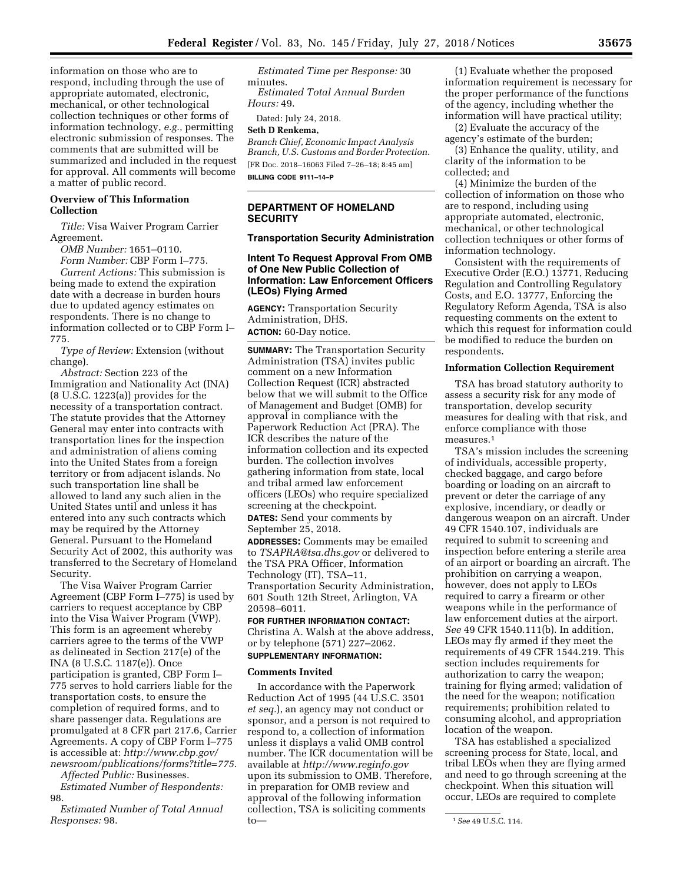information on those who are to respond, including through the use of appropriate automated, electronic, mechanical, or other technological collection techniques or other forms of information technology, *e.g.,* permitting electronic submission of responses. The comments that are submitted will be summarized and included in the request for approval. All comments will become a matter of public record.

**Overview of This Information Collection**

*Title:* Visa Waiver Program Carrier Agreement.

*OMB Number:* 1651–0110.

*Form Number:* CBP Form I–775.

*Current Actions:* This submission is being made to extend the expiration date with a decrease in burden hours due to updated agency estimates on respondents. There is no change to information collected or to CBP Form I–775.

*Type of Review:* Extension (without change).

*Abstract:* Section 223 of the Immigration and Nationality Act (INA) (8 U.S.C. 1223(a)) provides for the necessity of a transportation contract. The statute provides that the Attorney General may enter into contracts with transportation lines for the inspection and administration of aliens coming into the United States from a foreign territory or from adjacent islands. No such transportation line shall be allowed to land any such alien in the United States until and unless it has entered into any such contracts which may be required by the Attorney General. Pursuant to the Homeland Security Act of 2002, this authority was transferred to the Secretary of Homeland Security.

The Visa Waiver Program Carrier Agreement (CBP Form I–775) is used by carriers to request acceptance by CBP into the Visa Waiver Program (VWP). This form is an agreement whereby carriers agree to the terms of the VWP as delineated in Section 217(e) of the INA (8 U.S.C. 1187(e)). Once participation is granted, CBP Form I–775 serves to hold carriers liable for the transportation costs, to ensure the completion of required forms, and to share passenger data. Regulations are promulgated at 8 CFR part 217.6, Carrier Agreements. A copy of CBP Form I–775 is accessible at: *http://www.cbp.gov/newsroom/publications/forms?title=775.*

*Affected Public:* Businesses.

*Estimated Number of Respondents:* 98.

*Estimated Number of Total Annual Responses:* 98.

*Estimated Time per Response:* 30 minutes.

*Estimated Total Annual Burden Hours:* 49.

Dated: July 24, 2018.

**Seth D Renkema,**

*Branch Chief, Economic Impact Analysis Branch, U.S. Customs and Border Protection.*

[FR Doc. 2018–16063 Filed 7–26–18; 8:45 am]

**BILLING CODE 9111–14–P**

---

## DEPARTMENT OF HOMELAND SECURITY

### Transportation Security Administration

### Intent To Request Approval From OMB of One New Public Collection of Information: Law Enforcement Officers (LEOs) Flying Armed

**AGENCY:** Transportation Security Administration, DHS.

**ACTION:** 60-Day notice.

**SUMMARY:** The Transportation Security Administration (TSA) invites public comment on a new Information Collection Request (ICR) abstracted below that we will submit to the Office of Management and Budget (OMB) for approval in compliance with the Paperwork Reduction Act (PRA). The ICR describes the nature of the information collection and its expected burden. The collection involves gathering information from state, local and tribal armed law enforcement officers (LEOs) who require specialized screening at the checkpoint.

**DATES:** Send your comments by September 25, 2018.

**ADDRESSES:** Comments may be emailed to *TSAPRA@tsa.dhs.gov* or delivered to the TSA PRA Officer, Information Technology (IT), TSA–11, Transportation Security Administration, 601 South 12th Street, Arlington, VA 20598–6011.

**FOR FURTHER INFORMATION CONTACT:** Christina A. Walsh at the above address, or by telephone (571) 227–2062.

**SUPPLEMENTARY INFORMATION:**

**Comments Invited**

In accordance with the Paperwork Reduction Act of 1995 (44 U.S.C. 3501 *et seq.*), an agency may not conduct or sponsor, and a person is not required to respond to, a collection of information unless it displays a valid OMB control number. The ICR documentation will be available at *http://www.reginfo.gov* upon its submission to OMB. Therefore, in preparation for OMB review and approval of the following information collection, TSA is soliciting comments to—

(1) Evaluate whether the proposed information requirement is necessary for the proper performance of the functions of the agency, including whether the information will have practical utility;

(2) Evaluate the accuracy of the agency's estimate of the burden;

(3) Enhance the quality, utility, and clarity of the information to be collected; and

(4) Minimize the burden of the collection of information on those who are to respond, including using appropriate automated, electronic, mechanical, or other technological collection techniques or other forms of information technology.

Consistent with the requirements of Executive Order (E.O.) 13771, Reducing Regulation and Controlling Regulatory Costs, and E.O. 13777, Enforcing the Regulatory Reform Agenda, TSA is also requesting comments on the extent to which this request for information could be modified to reduce the burden on respondents.

**Information Collection Requirement**

TSA has broad statutory authority to assess a security risk for any mode of transportation, develop security measures for dealing with that risk, and enforce compliance with those measures.[1]

TSA's mission includes the screening of individuals, accessible property, checked baggage, and cargo before boarding or loading on an aircraft to prevent or deter the carriage of any explosive, incendiary, or deadly or dangerous weapon on an aircraft. Under 49 CFR 1540.107, individuals are required to submit to screening and inspection before entering a sterile area of an airport or boarding an aircraft. The prohibition on carrying a weapon, however, does not apply to LEOs required to carry a firearm or other weapons while in the performance of law enforcement duties at the airport. *See* 49 CFR 1540.111(b). In addition, LEOs may fly armed if they meet the requirements of 49 CFR 1544.219. This section includes requirements for authorization to carry the weapon; training for flying armed; validation of the need for the weapon; notification requirements; prohibition related to consuming alcohol, and appropriation location of the weapon.

TSA has established a specialized screening process for State, local, and tribal LEOs when they are flying armed and need to go through screening at the checkpoint. When this situation will occur, LEOs are required to complete

---

[1] *See* 49 U.S.C. 114.